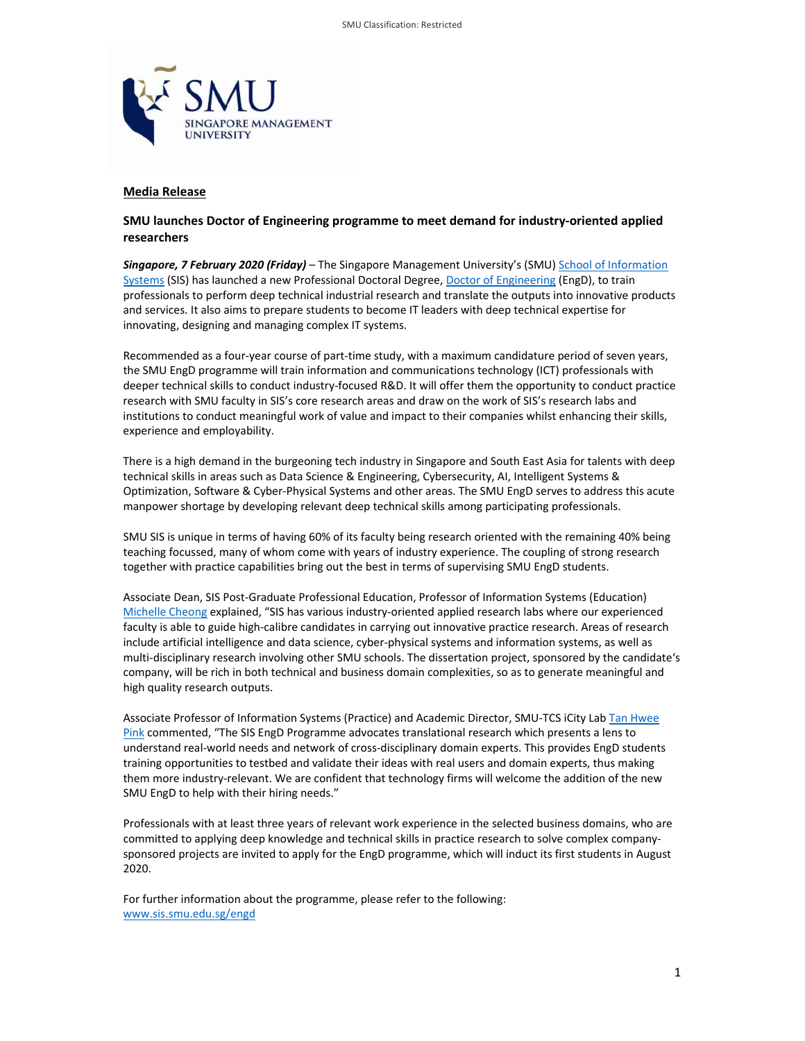**Media Release**

**SMU launches Doctor of Engineering programme to meet demand for industry-oriented applied researchers**

***Singapore, 7 February 2020 (Friday)*** – The Singapore Management University's (SMU) School of Information Systems (SIS) has launched a new Professional Doctoral Degree, Doctor of Engineering (EngD), to train professionals to perform deep technical industrial research and translate the outputs into innovative products and services. It also aims to prepare students to become IT leaders with deep technical expertise for innovating, designing and managing complex IT systems.

Recommended as a four-year course of part-time study, with a maximum candidature period of seven years, the SMU EngD programme will train information and communications technology (ICT) professionals with deeper technical skills to conduct industry-focused R&D. It will offer them the opportunity to conduct practice research with SMU faculty in SIS's core research areas and draw on the work of SIS's research labs and institutions to conduct meaningful work of value and impact to their companies whilst enhancing their skills, experience and employability.

There is a high demand in the burgeoning tech industry in Singapore and South East Asia for talents with deep technical skills in areas such as Data Science & Engineering, Cybersecurity, AI, Intelligent Systems & Optimization, Software & Cyber-Physical Systems and other areas. The SMU EngD serves to address this acute manpower shortage by developing relevant deep technical skills among participating professionals.

SMU SIS is unique in terms of having 60% of its faculty being research oriented with the remaining 40% being teaching focussed, many of whom come with years of industry experience. The coupling of strong research together with practice capabilities bring out the best in terms of supervising SMU EngD students.

Associate Dean, SIS Post-Graduate Professional Education, Professor of Information Systems (Education) Michelle Cheong explained, "SIS has various industry-oriented applied research labs where our experienced faculty is able to guide high-calibre candidates in carrying out innovative practice research. Areas of research include artificial intelligence and data science, cyber-physical systems and information systems, as well as multi-disciplinary research involving other SMU schools. The dissertation project, sponsored by the candidate's company, will be rich in both technical and business domain complexities, so as to generate meaningful and high quality research outputs.

Associate Professor of Information Systems (Practice) and Academic Director, SMU-TCS iCity Lab Tan Hwee Pink commented, "The SIS EngD Programme advocates translational research which presents a lens to understand real-world needs and network of cross-disciplinary domain experts. This provides EngD students training opportunities to testbed and validate their ideas with real users and domain experts, thus making them more industry-relevant. We are confident that technology firms will welcome the addition of the new SMU EngD to help with their hiring needs."

Professionals with at least three years of relevant work experience in the selected business domains, who are committed to applying deep knowledge and technical skills in practice research to solve complex company-sponsored projects are invited to apply for the EngD programme, which will induct its first students in August 2020.

For further information about the programme, please refer to the following:
www.sis.smu.edu.sg/engd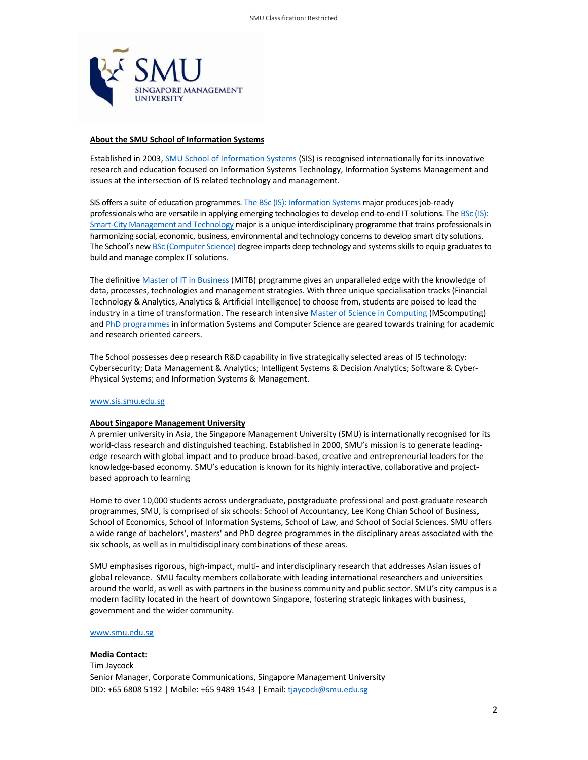**About the SMU School of Information Systems**

Established in 2003, SMU School of Information Systems (SIS) is recognised internationally for its innovative research and education focused on Information Systems Technology, Information Systems Management and issues at the intersection of IS related technology and management.

SIS offers a suite of education programmes. The BSc (IS): Information Systems major produces job-ready professionals who are versatile in applying emerging technologies to develop end-to-end IT solutions. The BSc (IS): Smart-City Management and Technology major is a unique interdisciplinary programme that trains professionals in harmonizing social, economic, business, environmental and technology concerns to develop smart city solutions. The School's new BSc (Computer Science) degree imparts deep technology and systems skills to equip graduates to build and manage complex IT solutions.

The definitive Master of IT in Business (MITB) programme gives an unparalleled edge with the knowledge of data, processes, technologies and management strategies. With three unique specialisation tracks (Financial Technology & Analytics, Analytics & Artificial Intelligence) to choose from, students are poised to lead the industry in a time of transformation. The research intensive Master of Science in Computing (MScomputing) and PhD programmes in information Systems and Computer Science are geared towards training for academic and research oriented careers.

The School possesses deep research R&D capability in five strategically selected areas of IS technology: Cybersecurity; Data Management & Analytics; Intelligent Systems & Decision Analytics; Software & Cyber-Physical Systems; and Information Systems & Management.

www.sis.smu.edu.sg

**About Singapore Management University**

A premier university in Asia, the Singapore Management University (SMU) is internationally recognised for its world-class research and distinguished teaching. Established in 2000, SMU's mission is to generate leading-edge research with global impact and to produce broad-based, creative and entrepreneurial leaders for the knowledge-based economy. SMU's education is known for its highly interactive, collaborative and project-based approach to learning

Home to over 10,000 students across undergraduate, postgraduate professional and post-graduate research programmes, SMU, is comprised of six schools: School of Accountancy, Lee Kong Chian School of Business, School of Economics, School of Information Systems, School of Law, and School of Social Sciences. SMU offers a wide range of bachelors', masters' and PhD degree programmes in the disciplinary areas associated with the six schools, as well as in multidisciplinary combinations of these areas.

SMU emphasises rigorous, high-impact, multi- and interdisciplinary research that addresses Asian issues of global relevance. SMU faculty members collaborate with leading international researchers and universities around the world, as well as with partners in the business community and public sector. SMU's city campus is a modern facility located in the heart of downtown Singapore, fostering strategic linkages with business, government and the wider community.

www.smu.edu.sg

**Media Contact:**
Tim Jaycock
Senior Manager, Corporate Communications, Singapore Management University
DID: +65 6808 5192 | Mobile: +65 9489 1543 | Email: tjaycock@smu.edu.sg